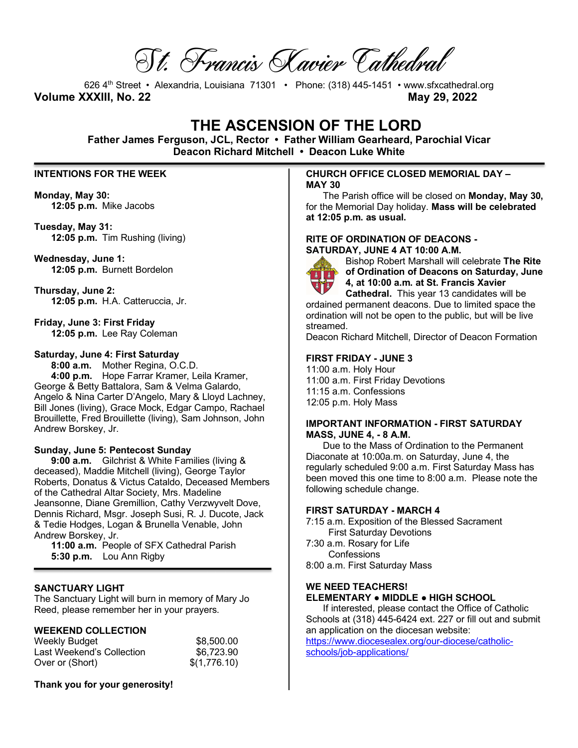# St. Francis Xavier Cathedral

626 4th Street • Alexandria, Louisiana 71301 • Phone: (318) 445-1451 • www.sfxcathedral.org

**Volume XXXIII, No. 22** **May 29, 2022**

## THE ASCENSION OF THE LORD

**Father James Ferguson, JCL, Rector • Father William Gearheard, Parochial Vicar**
**Deacon Richard Mitchell • Deacon Luke White**

### INTENTIONS FOR THE WEEK

**Monday, May 30:**
**12:05 p.m.** Mike Jacobs

**Tuesday, May 31:**
**12:05 p.m.** Tim Rushing (living)

**Wednesday, June 1:**
**12:05 p.m.** Burnett Bordelon

**Thursday, June 2:**
**12:05 p.m.** H.A. Catteruccia, Jr.

**Friday, June 3: First Friday**
**12:05 p.m.** Lee Ray Coleman

**Saturday, June 4: First Saturday**
**8:00 a.m.** Mother Regina, O.C.D.
**4:00 p.m.** Hope Farrar Kramer, Leila Kramer, George & Betty Battalora, Sam & Velma Galardo, Angelo & Nina Carter D'Angelo, Mary & Lloyd Lachney, Bill Jones (living), Grace Mock, Edgar Campo, Rachael Brouillette, Fred Brouillette (living), Sam Johnson, John Andrew Borskey, Jr.

**Sunday, June 5: Pentecost Sunday**
**9:00 a.m.** Gilchrist & White Families (living & deceased), Maddie Mitchell (living), George Taylor Roberts, Donatus & Victus Cataldo, Deceased Members of the Cathedral Altar Society, Mrs. Madeline Jeansonne, Diane Gremillion, Cathy Verzwyvelt Dove, Dennis Richard, Msgr. Joseph Susi, R. J. Ducote, Jack & Tedie Hodges, Logan & Brunella Venable, John Andrew Borskey, Jr.
**11:00 a.m.** People of SFX Cathedral Parish
**5:30 p.m.** Lou Ann Rigby

### SANCTUARY LIGHT

The Sanctuary Light will burn in memory of Mary Jo Reed, please remember her in your prayers.

### WEEKEND COLLECTION

| | |
|---|---|
| Weekly Budget | $8,500.00 |
| Last Weekend's Collection | $6,723.90 |
| Over or (Short) | $(1,776.10) |

**Thank you for your generosity!**

### CHURCH OFFICE CLOSED MEMORIAL DAY – MAY 30

The Parish office will be closed on **Monday, May 30,** for the Memorial Day holiday. **Mass will be celebrated at 12:05 p.m. as usual.**

### RITE OF ORDINATION OF DEACONS - SATURDAY, JUNE 4 AT 10:00 A.M.

Bishop Robert Marshall will celebrate **The Rite of Ordination of Deacons on Saturday, June 4, at 10:00 a.m. at St. Francis Xavier Cathedral.** This year 13 candidates will be ordained permanent deacons. Due to limited space the ordination will not be open to the public, but will be live streamed.
Deacon Richard Mitchell, Director of Deacon Formation

### FIRST FRIDAY - JUNE 3

11:00 a.m. Holy Hour
11:00 a.m. First Friday Devotions
11:15 a.m. Confessions
12:05 p.m. Holy Mass

### IMPORTANT INFORMATION - FIRST SATURDAY MASS, JUNE 4, - 8 A.M.

Due to the Mass of Ordination to the Permanent Diaconate at 10:00a.m. on Saturday, June 4, the regularly scheduled 9:00 a.m. First Saturday Mass has been moved this one time to 8:00 a.m. Please note the following schedule change.

### FIRST SATURDAY - MARCH 4

7:15 a.m. Exposition of the Blessed Sacrament
First Saturday Devotions
7:30 a.m. Rosary for Life
Confessions
8:00 a.m. First Saturday Mass

### WE NEED TEACHERS!
### ELEMENTARY ● MIDDLE ● HIGH SCHOOL

If interested, please contact the Office of Catholic Schools at (318) 445-6424 ext. 227 or fill out and submit an application on the diocesan website: https://www.diocesealex.org/our-diocese/catholic-schools/job-applications/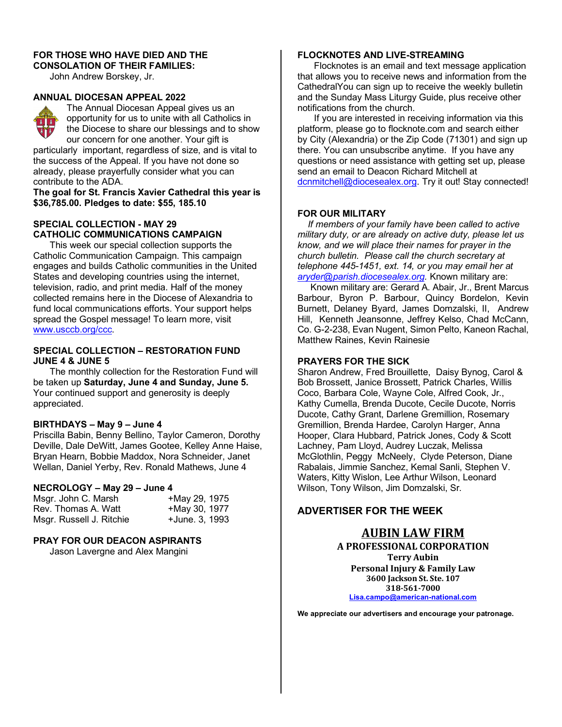### FOR THOSE WHO HAVE DIED AND THE CONSOLATION OF THEIR FAMILIES:

John Andrew Borskey, Jr.

### ANNUAL DIOCESAN APPEAL 2022

The Annual Diocesan Appeal gives us an opportunity for us to unite with all Catholics in the Diocese to share our blessings and to show our concern for one another. Your gift is particularly important, regardless of size, and is vital to the success of the Appeal. If you have not done so already, please prayerfully consider what you can contribute to the ADA.

**The goal for St. Francis Xavier Cathedral this year is $36,785.00. Pledges to date: $55, 185.10**

### SPECIAL COLLECTION - MAY 29 CATHOLIC COMMUNICATIONS CAMPAIGN

This week our special collection supports the Catholic Communication Campaign. This campaign engages and builds Catholic communities in the United States and developing countries using the internet, television, radio, and print media. Half of the money collected remains here in the Diocese of Alexandria to fund local communications efforts. Your support helps spread the Gospel message! To learn more, visit www.usccb.org/ccc.

### SPECIAL COLLECTION – RESTORATION FUND JUNE 4 & JUNE 5

The monthly collection for the Restoration Fund will be taken up **Saturday, June 4 and Sunday, June 5.** Your continued support and generosity is deeply appreciated.

### BIRTHDAYS – May 9 – June 4

Priscilla Babin, Benny Bellino, Taylor Cameron, Dorothy Deville, Dale DeWitt, James Gootee, Kelley Anne Haise, Bryan Hearn, Bobbie Maddox, Nora Schneider, Janet Wellan, Daniel Yerby, Rev. Ronald Mathews, June 4

### NECROLOGY – May 29 – June 4

| | |
|---|---|
| Msgr. John C. Marsh | +May 29, 1975 |
| Rev. Thomas A. Watt | +May 30, 1977 |
| Msgr. Russell J. Ritchie | +June. 3, 1993 |

### PRAY FOR OUR DEACON ASPIRANTS

Jason Lavergne and Alex Mangini

### FLOCKNOTES AND LIVE-STREAMING

Flocknotes is an email and text message application that allows you to receive news and information from the CathedralYou can sign up to receive the weekly bulletin and the Sunday Mass Liturgy Guide, plus receive other notifications from the church.

If you are interested in receiving information via this platform, please go to flocknote.com and search either by City (Alexandria) or the Zip Code (71301) and sign up there. You can unsubscribe anytime. If you have any questions or need assistance with getting set up, please send an email to Deacon Richard Mitchell at dcnmitchell@diocesealex.org. Try it out! Stay connected!

### FOR OUR MILITARY

*If members of your family have been called to active military duty, or are already on active duty, please let us know, and we will place their names for prayer in the church bulletin. Please call the church secretary at telephone 445-1451, ext. 14, or you may email her at aryder@parish.diocesealex.org.* Known military are:

Known military are: Gerard A. Abair, Jr., Brent Marcus Barbour, Byron P. Barbour, Quincy Bordelon, Kevin Burnett, Delaney Byard, James Domzalski, II, Andrew Hill, Kenneth Jeansonne, Jeffrey Kelso, Chad McCann, Co. G-2-238, Evan Nugent, Simon Pelto, Kaneon Rachal, Matthew Raines, Kevin Rainesie

### PRAYERS FOR THE SICK

Sharon Andrew, Fred Brouillette, Daisy Bynog, Carol & Bob Brossett, Janice Brossett, Patrick Charles, Willis Coco, Barbara Cole, Wayne Cole, Alfred Cook, Jr., Kathy Cumella, Brenda Ducote, Cecile Ducote, Norris Ducote, Cathy Grant, Darlene Gremillion, Rosemary Gremillion, Brenda Hardee, Carolyn Harger, Anna Hooper, Clara Hubbard, Patrick Jones, Cody & Scott Lachney, Pam Lloyd, Audrey Luczak, Melissa McGlothlin, Peggy McNeely, Clyde Peterson, Diane Rabalais, Jimmie Sanchez, Kemal Sanli, Stephen V. Waters, Kitty Wislon, Lee Arthur Wilson, Leonard Wilson, Tony Wilson, Jim Domzalski, Sr.

## ADVERTISER FOR THE WEEK

**AUBIN LAW FIRM**
**A PROFESSIONAL CORPORATION**
**Terry Aubin**
**Personal Injury & Family Law**
**3600 Jackson St. Ste. 107**
**318-561-7000**
**Lisa.campo@american-national.com**

**We appreciate our advertisers and encourage your patronage.**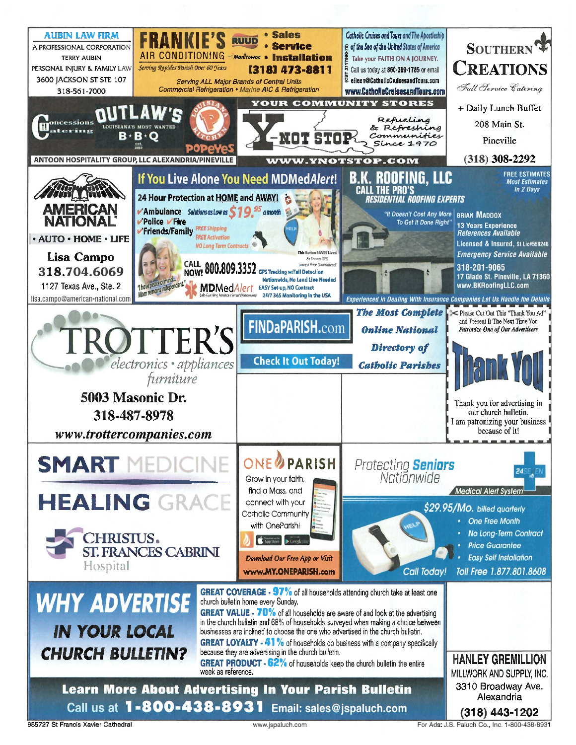**AUBIN LAW FIRM**
A PROFESSIONAL CORPORATION
TERRY AUBIN
PERSONAL INJURY & FAMILY LAW
3600 JACKSON ST STE 107
318-561-7000

**FRANKIE'S AIR CONDITIONING**
RUUD · Manitowoc
• Sales • Service • Installation
(318) 473-8811
Serving Rapides Parish Over 60 Years
Serving ALL Major Brands of Central Units
Commercial Refrigeration • Marine A/C & Refrigeration

Catholic Cruises and Tours and The Apostleship of the Sea of the United States of America
Take your FAITH ON A JOURNEY.
Call us today at 860-399-1785 or email eileen@CatholicCruisesandTours.com
www.CatholicCruisesandTours.com
(CST 2117990-70)

**SOUTHERN CREATIONS**
Full Service Catering
+ Daily Lunch Buffet
208 Main St.
Pineville
(318) 308-2292

Concessions Catering
OUTLAW'S LOUISIANA'S MOST WANTED B·B·Q
LOUISIANA KITCHEN POPEYES est. 1989
ANTOON HOSPITALITY GROUP, LLC ALEXANDRIA/PINEVILLE

YOUR COMMUNITY STORES
Y-NOT STOP
Refueling & Refreshing Communities Since 1970
WWW.YNOTSTOP.COM

**AMERICAN NATIONAL**
• AUTO • HOME • LIFE
Lisa Campo
318.704.6069
1127 Texas Ave., Ste. 2
lisa.campo@american-national.com

**If You Live Alone You Need MDMedAlert!**
24 Hour Protection at HOME and AWAY!
✓Ambulance Solutions as Low as $19.95 a month
✓Police ✓Fire
✓Friends/Family
FREE Shipping
FREE Activation
NO Long Term Contracts
This Button SAVES Lives! As Shown GPS. Lowest Price Guaranteed!
CALL NOW! 800.809.3352
GPS Tracking w/Fall Detection
Nationwide, No Land Line Needed
EASY Set-up, NO Contract
24/7 365 Monitoring in the USA
"I have peace of mind... Mom remains independent."
MDMedAlert

**B.K. ROOFING, LLC**
CALL THE PRO'S
RESIDENTIAL ROOFING EXPERTS
FREE ESTIMATES Most Estimates In 2 Days
"It Doesn't Cost Any More To Get It Done Right"
BRIAN MADDOX
13 Years Experience
References Available
Licensed & Insured, St Lic#559246
Emergency Service Available
318-201-9065
17 Glade St. Pineville, LA 71360
www.BKRoofingLLC.com
Experienced in Dealing With Insurance Companies Let Us Handle the Details

**TROTTER'S**
electronics • appliances furniture
5003 Masonic Dr.
318-487-8978
*www.trottercompanies.com*

FINDaPARISH.com
Check It Out Today!
The Most Complete Online National Directory of Catholic Parishes

Please Cut Out This "Thank You Ad" and Present It The Next Time You Patronize One of Our Advertisers

**Thank You**

Thank you for advertising in our church bulletin.
I am patronizing your business because of it!

**SMART MEDICINE**
**HEALING GRACE**
CHRISTUS. ST. FRANCES CABRINI Hospital

**ONE PARISH**
Grow in your faith, find a Mass, and connect with your Catholic Community with OneParish!
Download Our Free App or Visit
www.MY.ONEPARISH.com

Protecting Seniors Nationwide
Medical Alert System
$29.95/Mo. billed quarterly
• One Free Month
• No Long-Term Contract
• Price Guarantee
• Easy Self Installation
Call Today! Toll Free 1.877.801.8608

**WHY ADVERTISE IN YOUR LOCAL CHURCH BULLETIN?**

**GREAT COVERAGE** - 97% of all households attending church take at least one church bulletin home every Sunday.
**GREAT VALUE** - 70% of all households are aware of and look at the advertising in the church bulletin and 68% of households surveyed when making a choice between businesses are inclined to choose the one who advertised in the church bulletin.
**GREAT LOYALTY** - 41% of households do business with a company specifically because they are advertising in the church bulletin.
**GREAT PRODUCT** - 62% of households keep the church bulletin the entire week as reference.

**Learn More About Advertising In Your Parish Bulletin**
Call us at 1-800-438-8931 Email: sales@jspaluch.com

**HANLEY GREMILLION**
MILLWORK AND SUPPLY, INC.
3310 Broadway Ave.
Alexandria
(318) 443-1202

985727 St Francis Xavier Cathedral · www.jspaluch.com · For Ads: J.S. Paluch Co., Inc. 1-800-438-8931